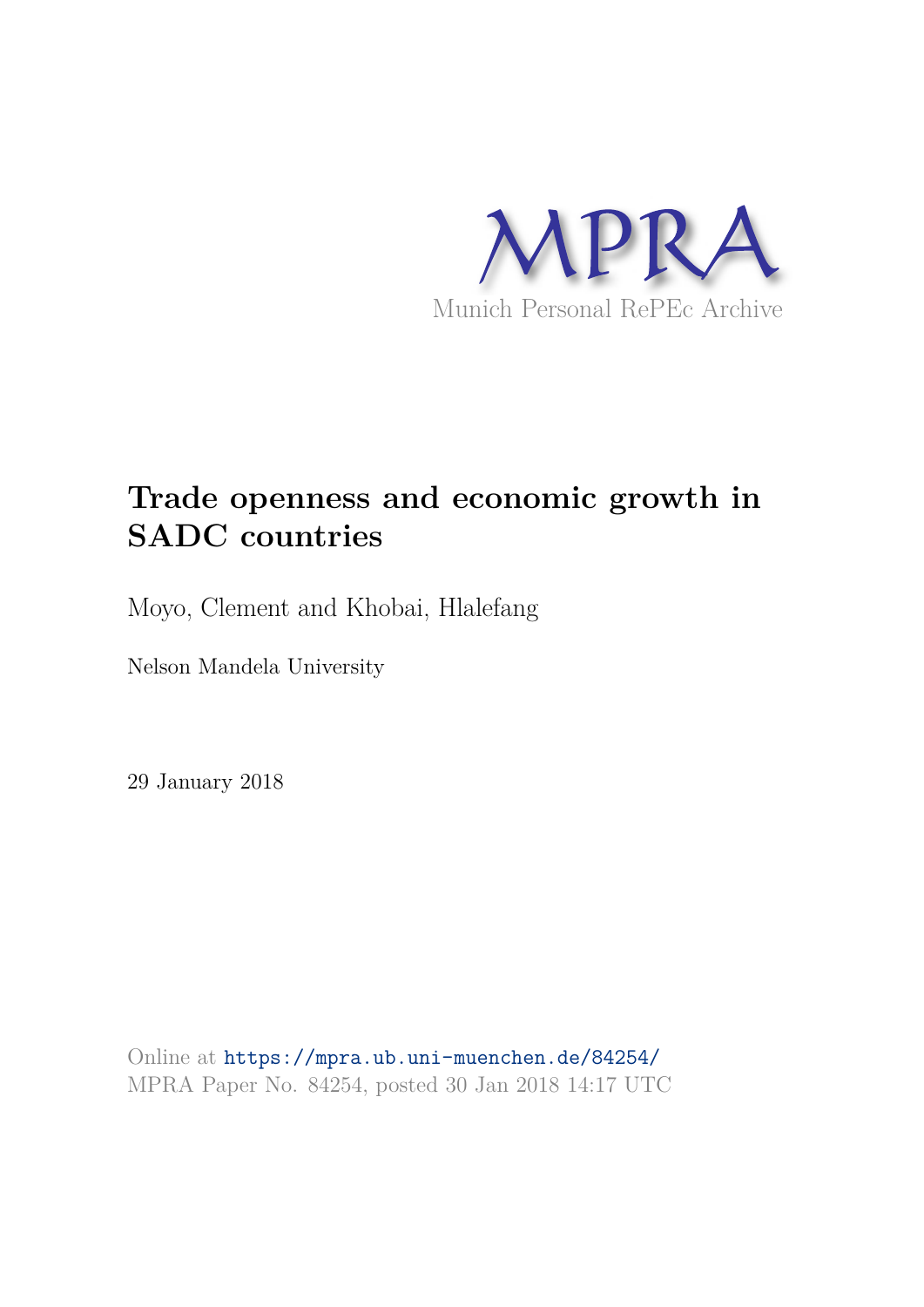MPRA

Munich Personal RePEc Archive

# Trade openness and economic growth in SADC countries

Moyo, Clement and Khobai, Hlalefang

Nelson Mandela University

29 January 2018

Online at https://mpra.ub.uni-muenchen.de/84254/
MPRA Paper No. 84254, posted 30 Jan 2018 14:17 UTC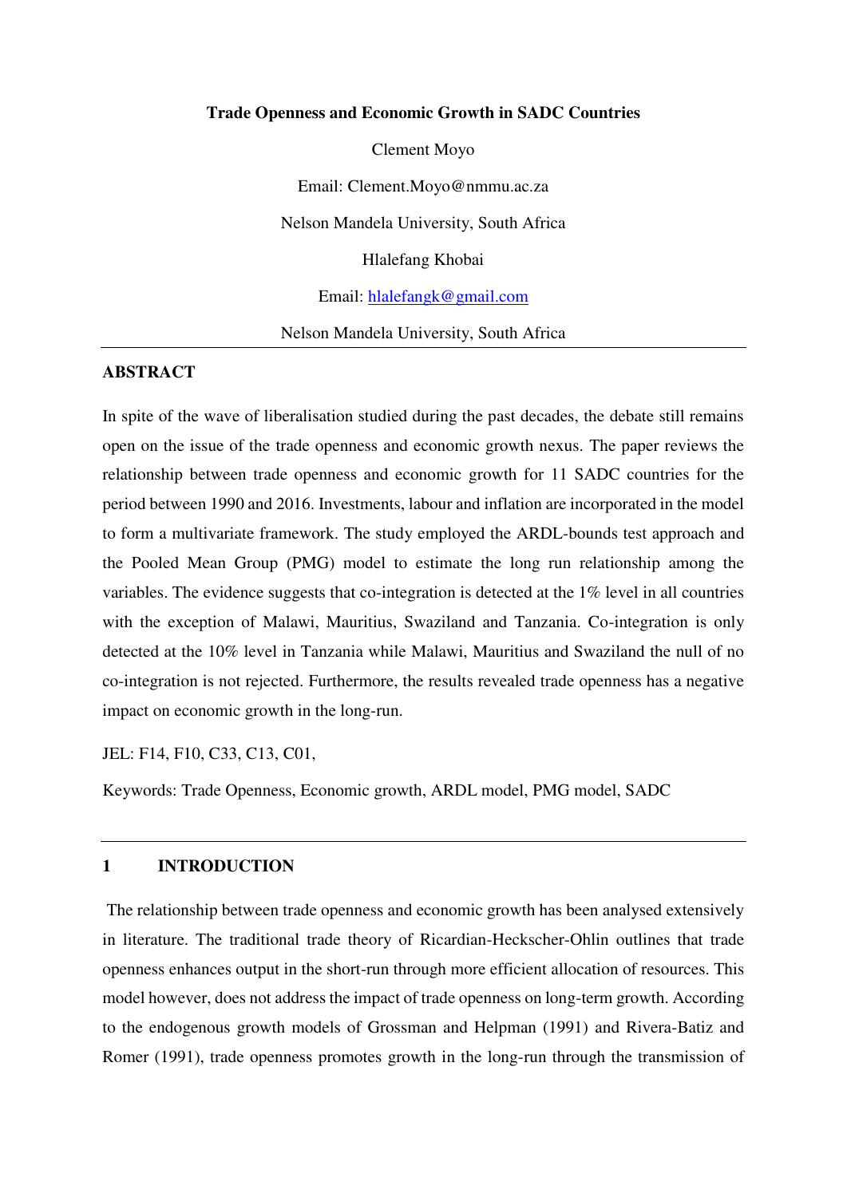**Trade Openness and Economic Growth in SADC Countries**

Clement Moyo

Email: Clement.Moyo@nmmu.ac.za

Nelson Mandela University, South Africa

Hlalefang Khobai

Email: hlalefangk@gmail.com

Nelson Mandela University, South Africa

---

**ABSTRACT**

In spite of the wave of liberalisation studied during the past decades, the debate still remains open on the issue of the trade openness and economic growth nexus. The paper reviews the relationship between trade openness and economic growth for 11 SADC countries for the period between 1990 and 2016. Investments, labour and inflation are incorporated in the model to form a multivariate framework. The study employed the ARDL-bounds test approach and the Pooled Mean Group (PMG) model to estimate the long run relationship among the variables. The evidence suggests that co-integration is detected at the 1% level in all countries with the exception of Malawi, Mauritius, Swaziland and Tanzania. Co-integration is only detected at the 10% level in Tanzania while Malawi, Mauritius and Swaziland the null of no co-integration is not rejected. Furthermore, the results revealed trade openness has a negative impact on economic growth in the long-run.

JEL: F14, F10, C33, C13, C01,

Keywords: Trade Openness, Economic growth, ARDL model, PMG model, SADC

---

## 1 INTRODUCTION

The relationship between trade openness and economic growth has been analysed extensively in literature. The traditional trade theory of Ricardian-Heckscher-Ohlin outlines that trade openness enhances output in the short-run through more efficient allocation of resources. This model however, does not address the impact of trade openness on long-term growth. According to the endogenous growth models of Grossman and Helpman (1991) and Rivera-Batiz and Romer (1991), trade openness promotes growth in the long-run through the transmission of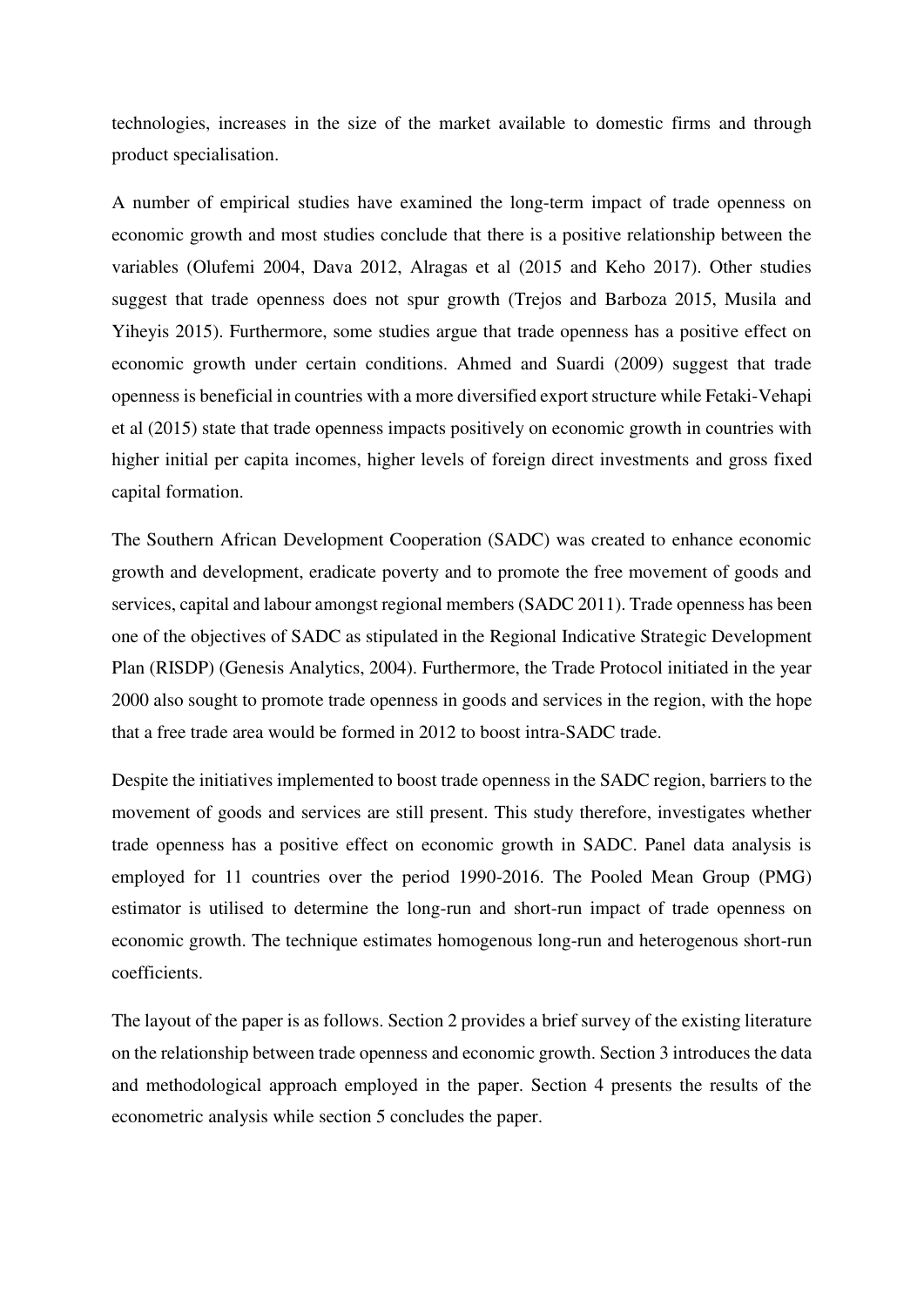technologies, increases in the size of the market available to domestic firms and through product specialisation.

A number of empirical studies have examined the long-term impact of trade openness on economic growth and most studies conclude that there is a positive relationship between the variables (Olufemi 2004, Dava 2012, Alragas et al (2015 and Keho 2017). Other studies suggest that trade openness does not spur growth (Trejos and Barboza 2015, Musila and Yiheyis 2015). Furthermore, some studies argue that trade openness has a positive effect on economic growth under certain conditions. Ahmed and Suardi (2009) suggest that trade openness is beneficial in countries with a more diversified export structure while Fetaki-Vehapi et al (2015) state that trade openness impacts positively on economic growth in countries with higher initial per capita incomes, higher levels of foreign direct investments and gross fixed capital formation.

The Southern African Development Cooperation (SADC) was created to enhance economic growth and development, eradicate poverty and to promote the free movement of goods and services, capital and labour amongst regional members (SADC 2011). Trade openness has been one of the objectives of SADC as stipulated in the Regional Indicative Strategic Development Plan (RISDP) (Genesis Analytics, 2004). Furthermore, the Trade Protocol initiated in the year 2000 also sought to promote trade openness in goods and services in the region, with the hope that a free trade area would be formed in 2012 to boost intra-SADC trade.

Despite the initiatives implemented to boost trade openness in the SADC region, barriers to the movement of goods and services are still present. This study therefore, investigates whether trade openness has a positive effect on economic growth in SADC. Panel data analysis is employed for 11 countries over the period 1990-2016. The Pooled Mean Group (PMG) estimator is utilised to determine the long-run and short-run impact of trade openness on economic growth. The technique estimates homogenous long-run and heterogenous short-run coefficients.

The layout of the paper is as follows. Section 2 provides a brief survey of the existing literature on the relationship between trade openness and economic growth. Section 3 introduces the data and methodological approach employed in the paper. Section 4 presents the results of the econometric analysis while section 5 concludes the paper.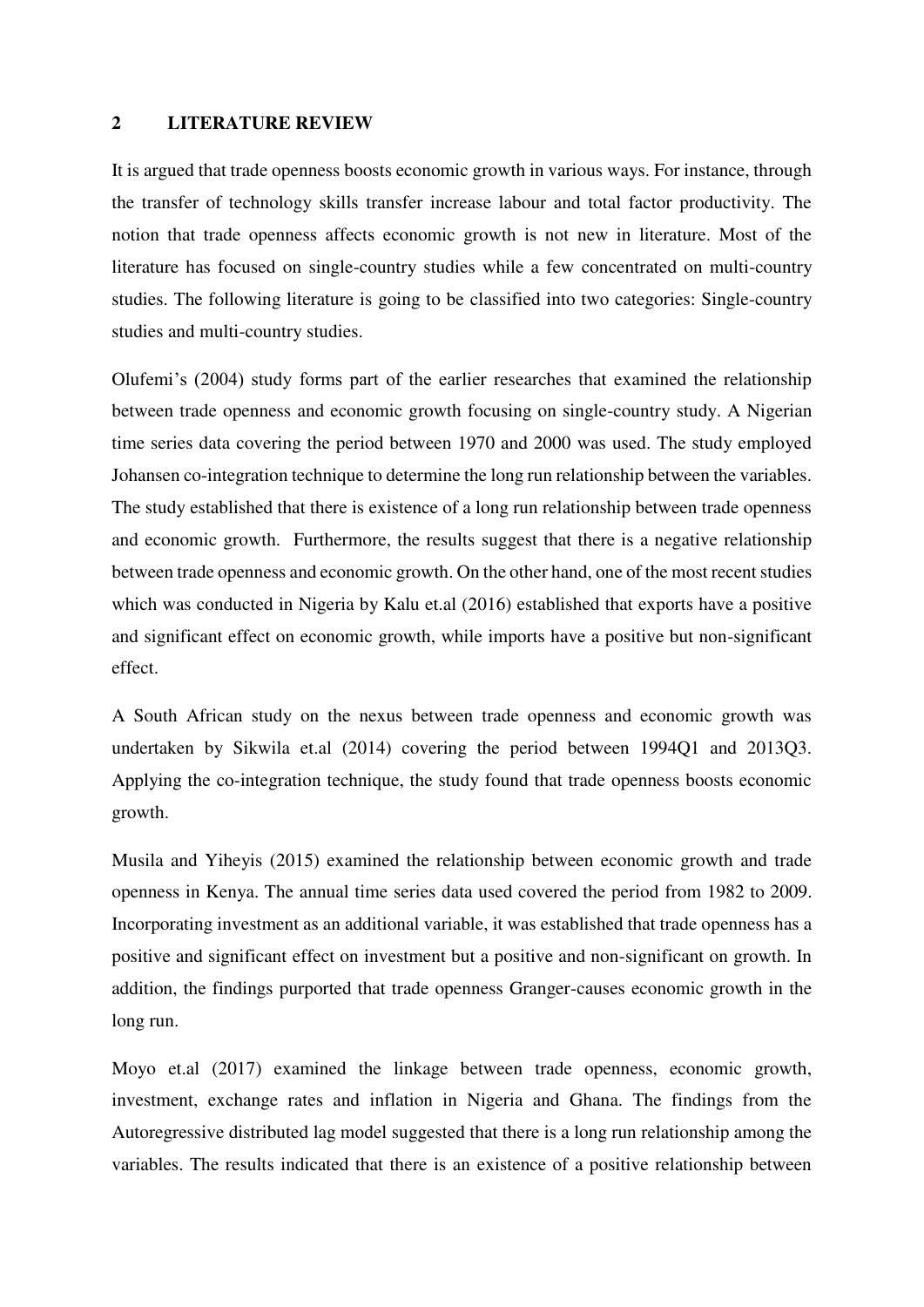## 2 LITERATURE REVIEW

It is argued that trade openness boosts economic growth in various ways. For instance, through the transfer of technology skills transfer increase labour and total factor productivity. The notion that trade openness affects economic growth is not new in literature. Most of the literature has focused on single-country studies while a few concentrated on multi-country studies. The following literature is going to be classified into two categories: Single-country studies and multi-country studies.

Olufemi's (2004) study forms part of the earlier researches that examined the relationship between trade openness and economic growth focusing on single-country study. A Nigerian time series data covering the period between 1970 and 2000 was used. The study employed Johansen co-integration technique to determine the long run relationship between the variables. The study established that there is existence of a long run relationship between trade openness and economic growth. Furthermore, the results suggest that there is a negative relationship between trade openness and economic growth. On the other hand, one of the most recent studies which was conducted in Nigeria by Kalu et.al (2016) established that exports have a positive and significant effect on economic growth, while imports have a positive but non-significant effect.

A South African study on the nexus between trade openness and economic growth was undertaken by Sikwila et.al (2014) covering the period between 1994Q1 and 2013Q3. Applying the co-integration technique, the study found that trade openness boosts economic growth.

Musila and Yiheyis (2015) examined the relationship between economic growth and trade openness in Kenya. The annual time series data used covered the period from 1982 to 2009. Incorporating investment as an additional variable, it was established that trade openness has a positive and significant effect on investment but a positive and non-significant on growth. In addition, the findings purported that trade openness Granger-causes economic growth in the long run.

Moyo et.al (2017) examined the linkage between trade openness, economic growth, investment, exchange rates and inflation in Nigeria and Ghana. The findings from the Autoregressive distributed lag model suggested that there is a long run relationship among the variables. The results indicated that there is an existence of a positive relationship between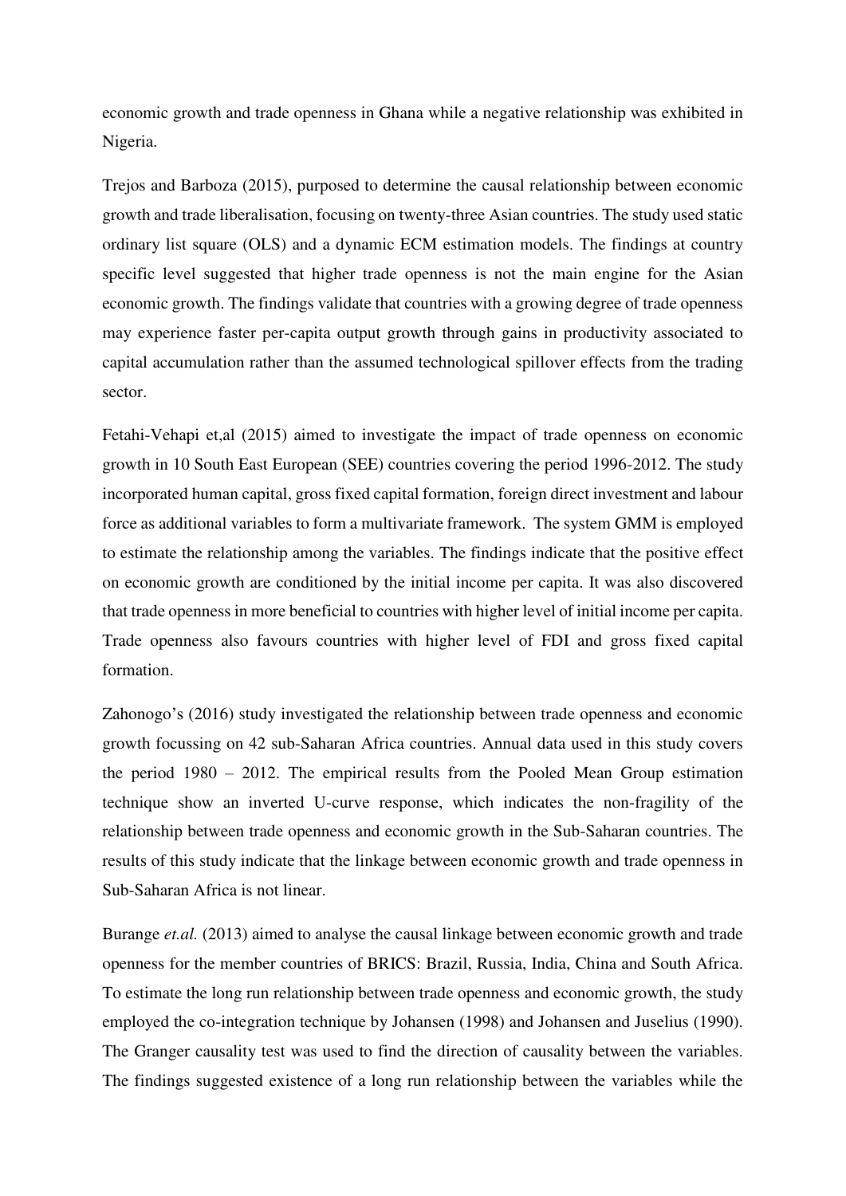economic growth and trade openness in Ghana while a negative relationship was exhibited in Nigeria.

Trejos and Barboza (2015), purposed to determine the causal relationship between economic growth and trade liberalisation, focusing on twenty-three Asian countries. The study used static ordinary list square (OLS) and a dynamic ECM estimation models. The findings at country specific level suggested that higher trade openness is not the main engine for the Asian economic growth. The findings validate that countries with a growing degree of trade openness may experience faster per-capita output growth through gains in productivity associated to capital accumulation rather than the assumed technological spillover effects from the trading sector.

Fetahi-Vehapi et,al (2015) aimed to investigate the impact of trade openness on economic growth in 10 South East European (SEE) countries covering the period 1996-2012. The study incorporated human capital, gross fixed capital formation, foreign direct investment and labour force as additional variables to form a multivariate framework. The system GMM is employed to estimate the relationship among the variables. The findings indicate that the positive effect on economic growth are conditioned by the initial income per capita. It was also discovered that trade openness in more beneficial to countries with higher level of initial income per capita. Trade openness also favours countries with higher level of FDI and gross fixed capital formation.

Zahonogo's (2016) study investigated the relationship between trade openness and economic growth focussing on 42 sub-Saharan Africa countries. Annual data used in this study covers the period 1980 – 2012. The empirical results from the Pooled Mean Group estimation technique show an inverted U-curve response, which indicates the non-fragility of the relationship between trade openness and economic growth in the Sub-Saharan countries. The results of this study indicate that the linkage between economic growth and trade openness in Sub-Saharan Africa is not linear.

Burange *et.al.* (2013) aimed to analyse the causal linkage between economic growth and trade openness for the member countries of BRICS: Brazil, Russia, India, China and South Africa. To estimate the long run relationship between trade openness and economic growth, the study employed the co-integration technique by Johansen (1998) and Johansen and Juselius (1990). The Granger causality test was used to find the direction of causality between the variables. The findings suggested existence of a long run relationship between the variables while the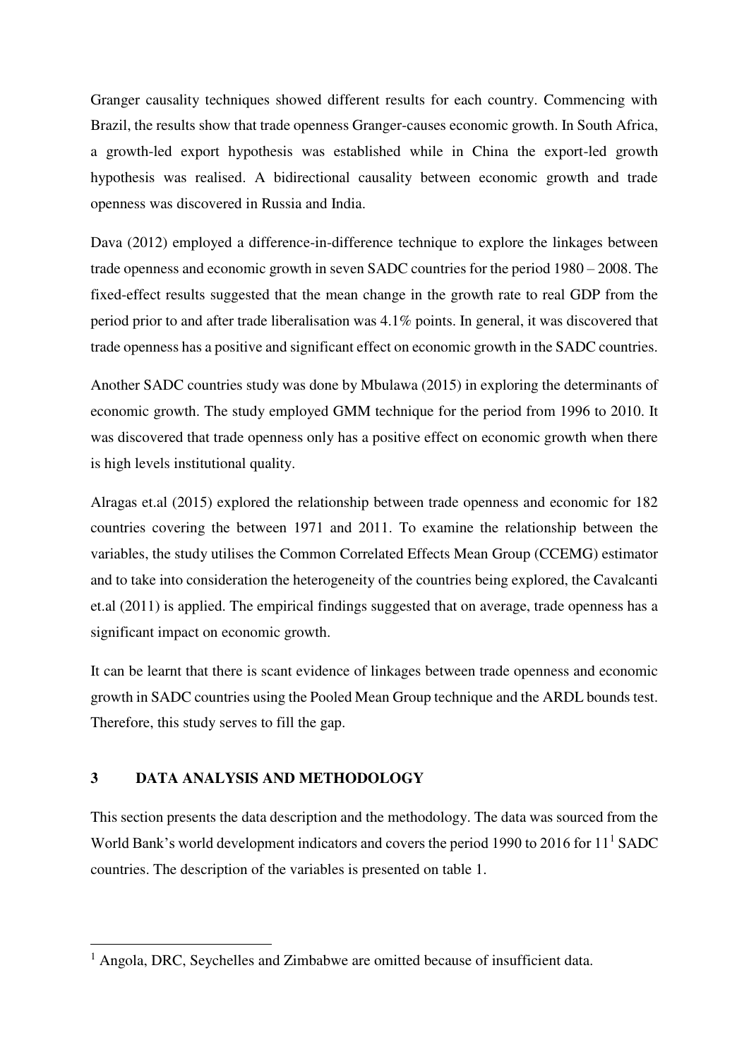Granger causality techniques showed different results for each country. Commencing with Brazil, the results show that trade openness Granger-causes economic growth. In South Africa, a growth-led export hypothesis was established while in China the export-led growth hypothesis was realised. A bidirectional causality between economic growth and trade openness was discovered in Russia and India.

Dava (2012) employed a difference-in-difference technique to explore the linkages between trade openness and economic growth in seven SADC countries for the period 1980 – 2008. The fixed-effect results suggested that the mean change in the growth rate to real GDP from the period prior to and after trade liberalisation was 4.1% points. In general, it was discovered that trade openness has a positive and significant effect on economic growth in the SADC countries.

Another SADC countries study was done by Mbulawa (2015) in exploring the determinants of economic growth. The study employed GMM technique for the period from 1996 to 2010. It was discovered that trade openness only has a positive effect on economic growth when there is high levels institutional quality.

Alragas et.al (2015) explored the relationship between trade openness and economic for 182 countries covering the between 1971 and 2011. To examine the relationship between the variables, the study utilises the Common Correlated Effects Mean Group (CCEMG) estimator and to take into consideration the heterogeneity of the countries being explored, the Cavalcanti et.al (2011) is applied. The empirical findings suggested that on average, trade openness has a significant impact on economic growth.

It can be learnt that there is scant evidence of linkages between trade openness and economic growth in SADC countries using the Pooled Mean Group technique and the ARDL bounds test. Therefore, this study serves to fill the gap.

## 3 DATA ANALYSIS AND METHODOLOGY

This section presents the data description and the methodology. The data was sourced from the World Bank's world development indicators and covers the period 1990 to 2016 for 11[1] SADC countries. The description of the variables is presented on table 1.

[1] Angola, DRC, Seychelles and Zimbabwe are omitted because of insufficient data.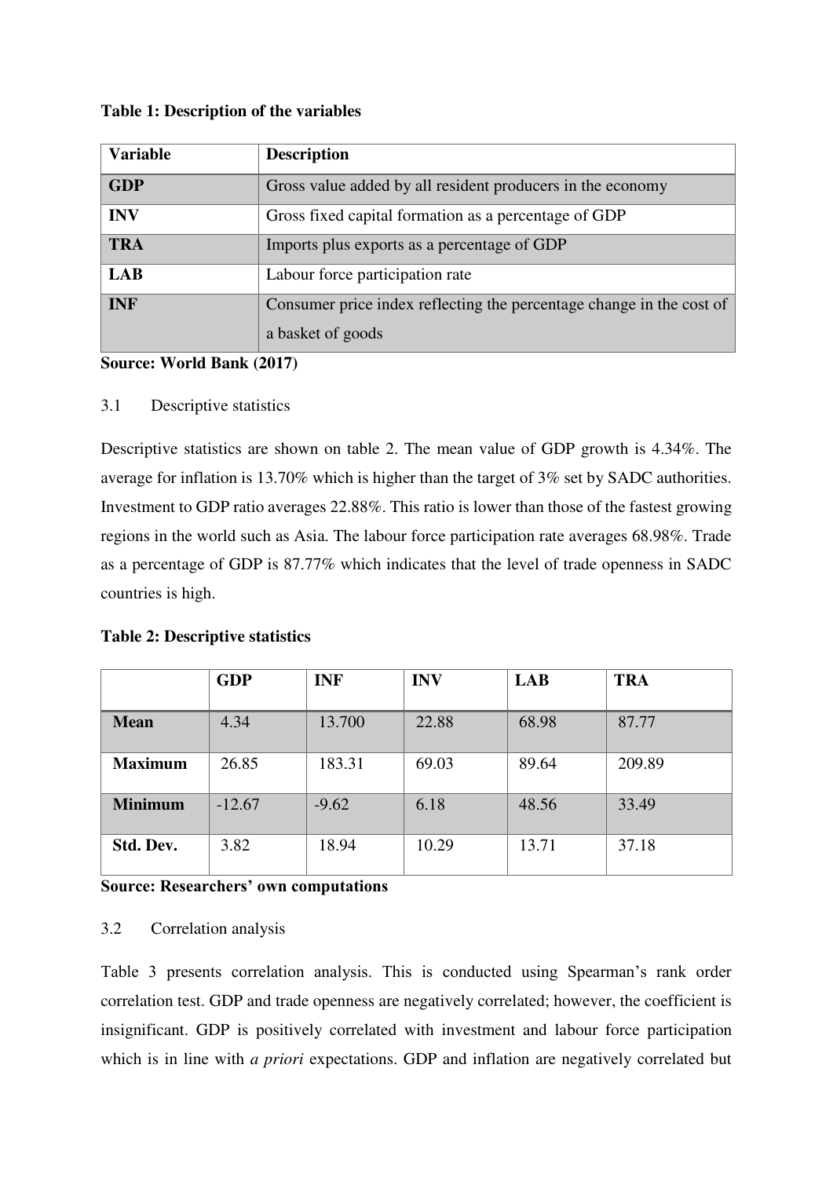**Table 1: Description of the variables**

| Variable | Description |
|---|---|
| **GDP** | Gross value added by all resident producers in the economy |
| **INV** | Gross fixed capital formation as a percentage of GDP |
| **TRA** | Imports plus exports as a percentage of GDP |
| **LAB** | Labour force participation rate |
| **INF** | Consumer price index reflecting the percentage change in the cost of a basket of goods |

**Source: World Bank (2017)**

### 3.1 Descriptive statistics

Descriptive statistics are shown on table 2. The mean value of GDP growth is 4.34%. The average for inflation is 13.70% which is higher than the target of 3% set by SADC authorities. Investment to GDP ratio averages 22.88%. This ratio is lower than those of the fastest growing regions in the world such as Asia. The labour force participation rate averages 68.98%. Trade as a percentage of GDP is 87.77% which indicates that the level of trade openness in SADC countries is high.

**Table 2: Descriptive statistics**

| | GDP | INF | INV | LAB | TRA |
|---|---|---|---|---|---|
| **Mean** | 4.34 | 13.700 | 22.88 | 68.98 | 87.77 |
| **Maximum** | 26.85 | 183.31 | 69.03 | 89.64 | 209.89 |
| **Minimum** | -12.67 | -9.62 | 6.18 | 48.56 | 33.49 |
| **Std. Dev.** | 3.82 | 18.94 | 10.29 | 13.71 | 37.18 |

**Source: Researchers' own computations**

### 3.2 Correlation analysis

Table 3 presents correlation analysis. This is conducted using Spearman's rank order correlation test. GDP and trade openness are negatively correlated; however, the coefficient is insignificant. GDP is positively correlated with investment and labour force participation which is in line with *a priori* expectations. GDP and inflation are negatively correlated but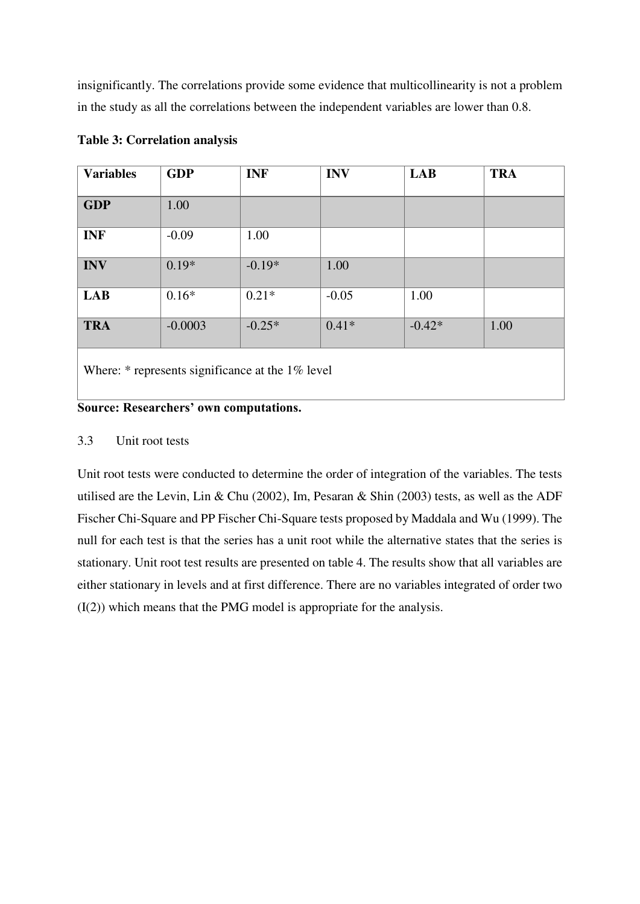insignificantly. The correlations provide some evidence that multicollinearity is not a problem in the study as all the correlations between the independent variables are lower than 0.8.

**Table 3: Correlation analysis**

| **Variables** | **GDP** | **INF** | **INV** | **LAB** | **TRA** |
|---|---|---|---|---|---|
| **GDP** | 1.00 | | | | |
| **INF** | -0.09 | 1.00 | | | |
| **INV** | 0.19* | -0.19* | 1.00 | | |
| **LAB** | 0.16* | 0.21* | -0.05 | 1.00 | |
| **TRA** | -0.0003 | -0.25* | 0.41* | -0.42* | 1.00 |
| Where: * represents significance at the 1% level | | | | | |

**Source: Researchers' own computations.**

### 3.3 Unit root tests

Unit root tests were conducted to determine the order of integration of the variables. The tests utilised are the Levin, Lin & Chu (2002), Im, Pesaran & Shin (2003) tests, as well as the ADF Fischer Chi-Square and PP Fischer Chi-Square tests proposed by Maddala and Wu (1999). The null for each test is that the series has a unit root while the alternative states that the series is stationary. Unit root test results are presented on table 4. The results show that all variables are either stationary in levels and at first difference. There are no variables integrated of order two (I(2)) which means that the PMG model is appropriate for the analysis.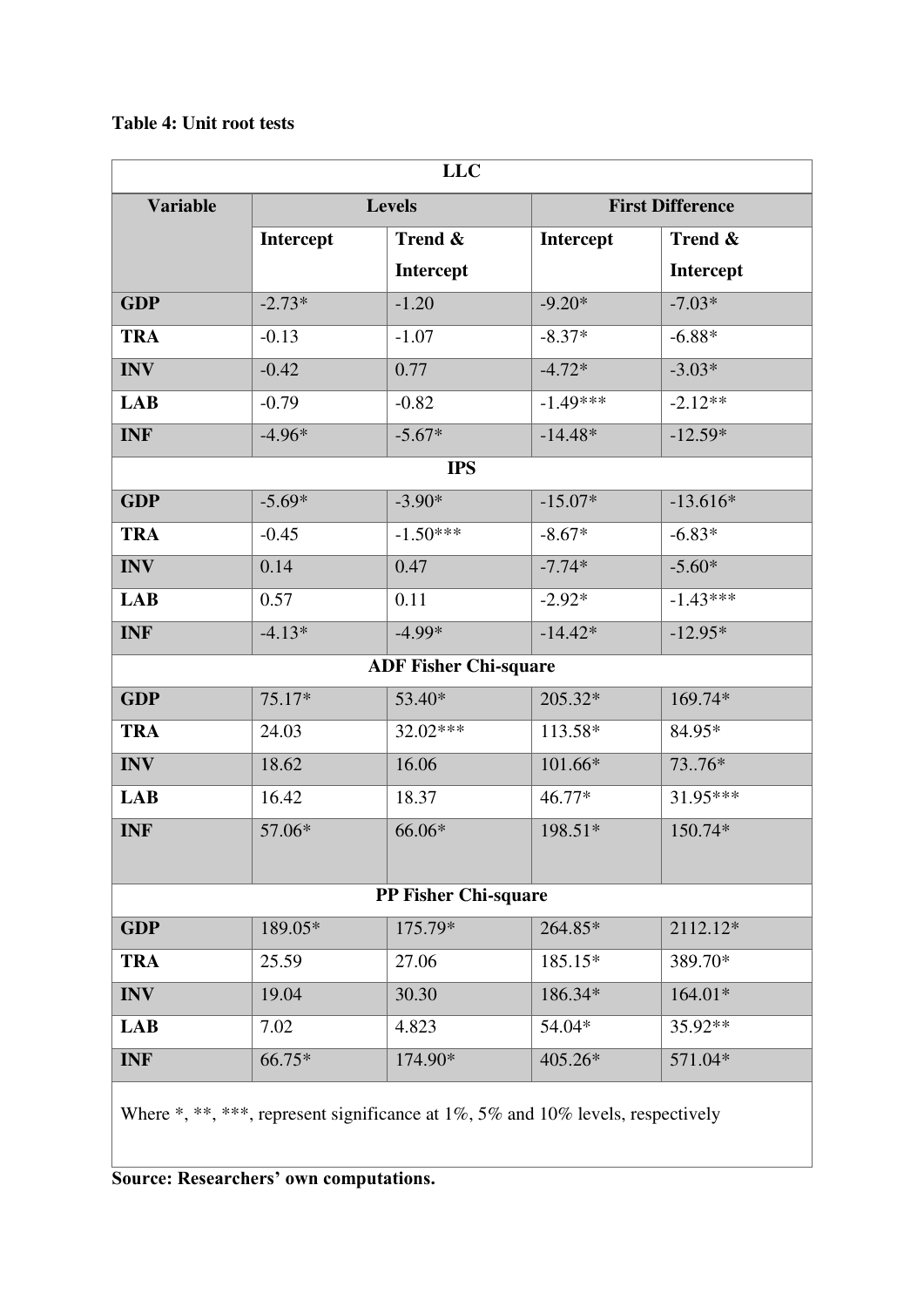**Table 4: Unit root tests**

| Variable | Levels | | First Difference | |
|---|---|---|---|---|
| | Intercept | Trend & Intercept | Intercept | Trend & Intercept |
| **LLC** | | | | |
| **GDP** | -2.73* | -1.20 | -9.20* | -7.03* |
| **TRA** | -0.13 | -1.07 | -8.37* | -6.88* |
| **INV** | -0.42 | 0.77 | -4.72* | -3.03* |
| **LAB** | -0.79 | -0.82 | -1.49*** | -2.12** |
| **INF** | -4.96* | -5.67* | -14.48* | -12.59* |
| **IPS** | | | | |
| **GDP** | -5.69* | -3.90* | -15.07* | -13.616* |
| **TRA** | -0.45 | -1.50*** | -8.67* | -6.83* |
| **INV** | 0.14 | 0.47 | -7.74* | -5.60* |
| **LAB** | 0.57 | 0.11 | -2.92* | -1.43*** |
| **INF** | -4.13* | -4.99* | -14.42* | -12.95* |
| **ADF Fisher Chi-square** | | | | |
| **GDP** | 75.17* | 53.40* | 205.32* | 169.74* |
| **TRA** | 24.03 | 32.02*** | 113.58* | 84.95* |
| **INV** | 18.62 | 16.06 | 101.66* | 73..76* |
| **LAB** | 16.42 | 18.37 | 46.77* | 31.95*** |
| **INF** | 57.06* | 66.06* | 198.51* | 150.74* |
| **PP Fisher Chi-square** | | | | |
| **GDP** | 189.05* | 175.79* | 264.85* | 2112.12* |
| **TRA** | 25.59 | 27.06 | 185.15* | 389.70* |
| **INV** | 19.04 | 30.30 | 186.34* | 164.01* |
| **LAB** | 7.02 | 4.823 | 54.04* | 35.92** |
| **INF** | 66.75* | 174.90* | 405.26* | 571.04* |

Where *, **, ***, represent significance at 1%, 5% and 10% levels, respectively

**Source: Researchers' own computations.**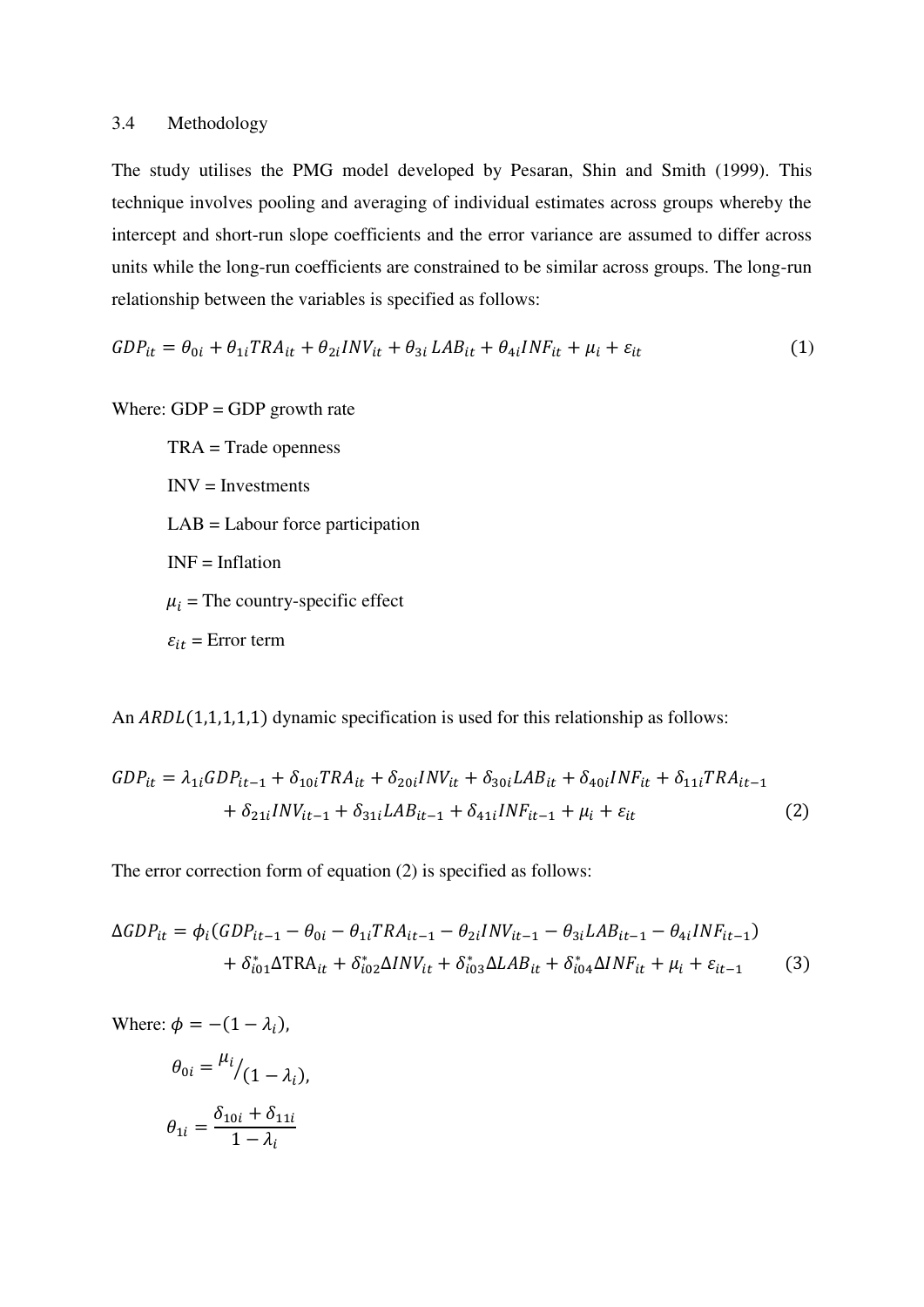### 3.4 Methodology

The study utilises the PMG model developed by Pesaran, Shin and Smith (1999). This technique involves pooling and averaging of individual estimates across groups whereby the intercept and short-run slope coefficients and the error variance are assumed to differ across units while the long-run coefficients are constrained to be similar across groups. The long-run relationship between the variables is specified as follows:

$$GDP_{it} = \theta_{0i} + \theta_{1i}TRA_{it} + \theta_{2i}INV_{it} + \theta_{3i}\,LAB_{it} + \theta_{4i}INF_{it} + \mu_i + \varepsilon_{it} \tag{1}$$

Where: GDP = GDP growth rate

TRA = Trade openness

INV = Investments

LAB = Labour force participation

INF = Inflation

$\mu_i$ = The country-specific effect

$\varepsilon_{it}$ = Error term

An $ARDL(1,1,1,1,1)$ dynamic specification is used for this relationship as follows:

$$\begin{aligned} GDP_{it} = {} & \lambda_{1i}GDP_{it-1} + \delta_{10i}TRA_{it} + \delta_{20i}INV_{it} + \delta_{30i}LAB_{it} + \delta_{40i}INF_{it} + \delta_{11i}TRA_{it-1} \\ & + \delta_{21i}INV_{it-1} + \delta_{31i}LAB_{it-1} + \delta_{41i}INF_{it-1} + \mu_i + \varepsilon_{it} \end{aligned} \tag{2}$$

The error correction form of equation (2) is specified as follows:

$$\begin{aligned} \Delta GDP_{it} = {} & \phi_i(GDP_{it-1} - \theta_{0i} - \theta_{1i}TRA_{it-1} - \theta_{2i}INV_{it-1} - \theta_{3i}LAB_{it-1} - \theta_{4i}INF_{it-1}) \\ & + \delta_{i01}^{*}\Delta\mathrm{TRA}_{it} + \delta_{i02}^{*}\Delta INV_{it} + \delta_{i03}^{*}\Delta LAB_{it} + \delta_{i04}^{*}\Delta INF_{it} + \mu_i + \varepsilon_{it-1} \end{aligned} \tag{3}$$

Where: $\phi = -(1 - \lambda_i)$,

$$\theta_{0i} = {}^{\mu_i}/_{(1 - \lambda_i)},$$

$$\theta_{1i} = \frac{\delta_{10i} + \delta_{11i}}{1 - \lambda_i}$$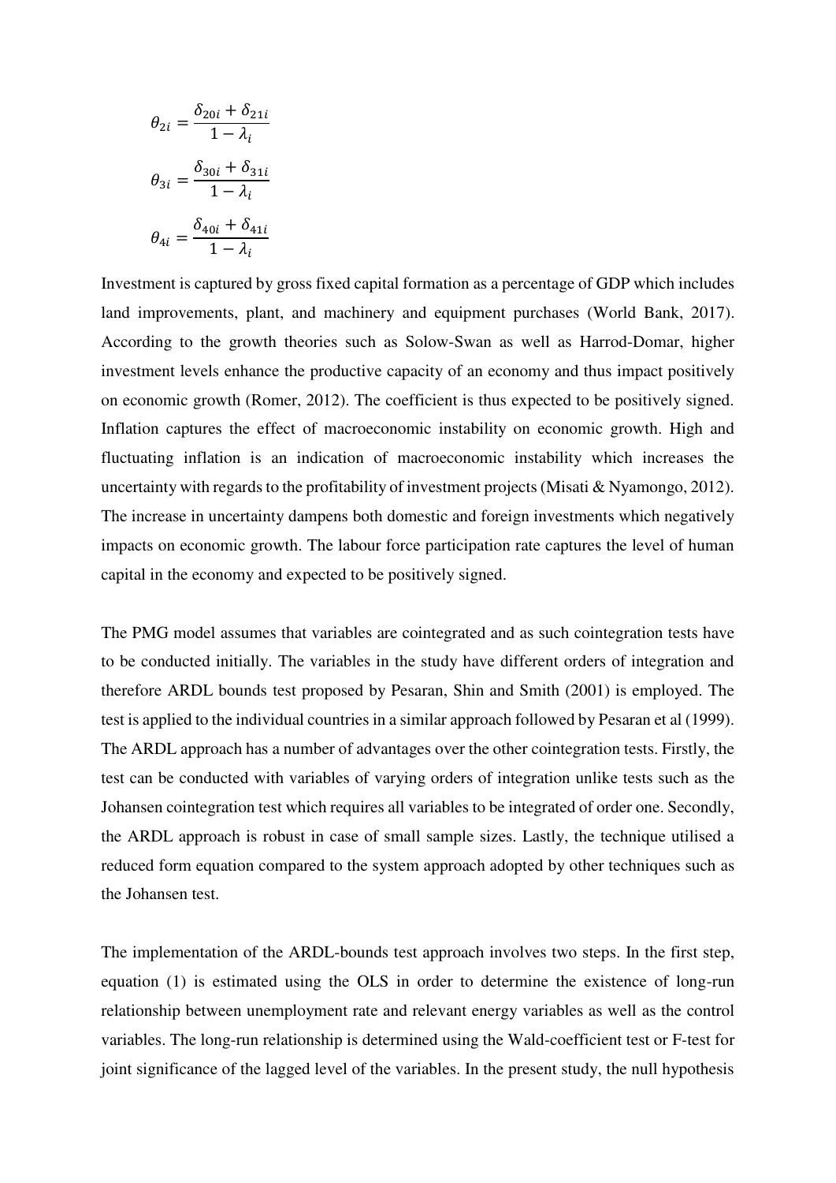$$\theta_{2i} = \frac{\delta_{20i} + \delta_{21i}}{1 - \lambda_i}$$

$$\theta_{3i} = \frac{\delta_{30i} + \delta_{31i}}{1 - \lambda_i}$$

$$\theta_{4i} = \frac{\delta_{40i} + \delta_{41i}}{1 - \lambda_i}$$

Investment is captured by gross fixed capital formation as a percentage of GDP which includes land improvements, plant, and machinery and equipment purchases (World Bank, 2017). According to the growth theories such as Solow-Swan as well as Harrod-Domar, higher investment levels enhance the productive capacity of an economy and thus impact positively on economic growth (Romer, 2012). The coefficient is thus expected to be positively signed. Inflation captures the effect of macroeconomic instability on economic growth. High and fluctuating inflation is an indication of macroeconomic instability which increases the uncertainty with regards to the profitability of investment projects (Misati & Nyamongo, 2012). The increase in uncertainty dampens both domestic and foreign investments which negatively impacts on economic growth. The labour force participation rate captures the level of human capital in the economy and expected to be positively signed.

The PMG model assumes that variables are cointegrated and as such cointegration tests have to be conducted initially. The variables in the study have different orders of integration and therefore ARDL bounds test proposed by Pesaran, Shin and Smith (2001) is employed. The test is applied to the individual countries in a similar approach followed by Pesaran et al (1999). The ARDL approach has a number of advantages over the other cointegration tests. Firstly, the test can be conducted with variables of varying orders of integration unlike tests such as the Johansen cointegration test which requires all variables to be integrated of order one. Secondly, the ARDL approach is robust in case of small sample sizes. Lastly, the technique utilised a reduced form equation compared to the system approach adopted by other techniques such as the Johansen test.

The implementation of the ARDL-bounds test approach involves two steps. In the first step, equation (1) is estimated using the OLS in order to determine the existence of long-run relationship between unemployment rate and relevant energy variables as well as the control variables. The long-run relationship is determined using the Wald-coefficient test or F-test for joint significance of the lagged level of the variables. In the present study, the null hypothesis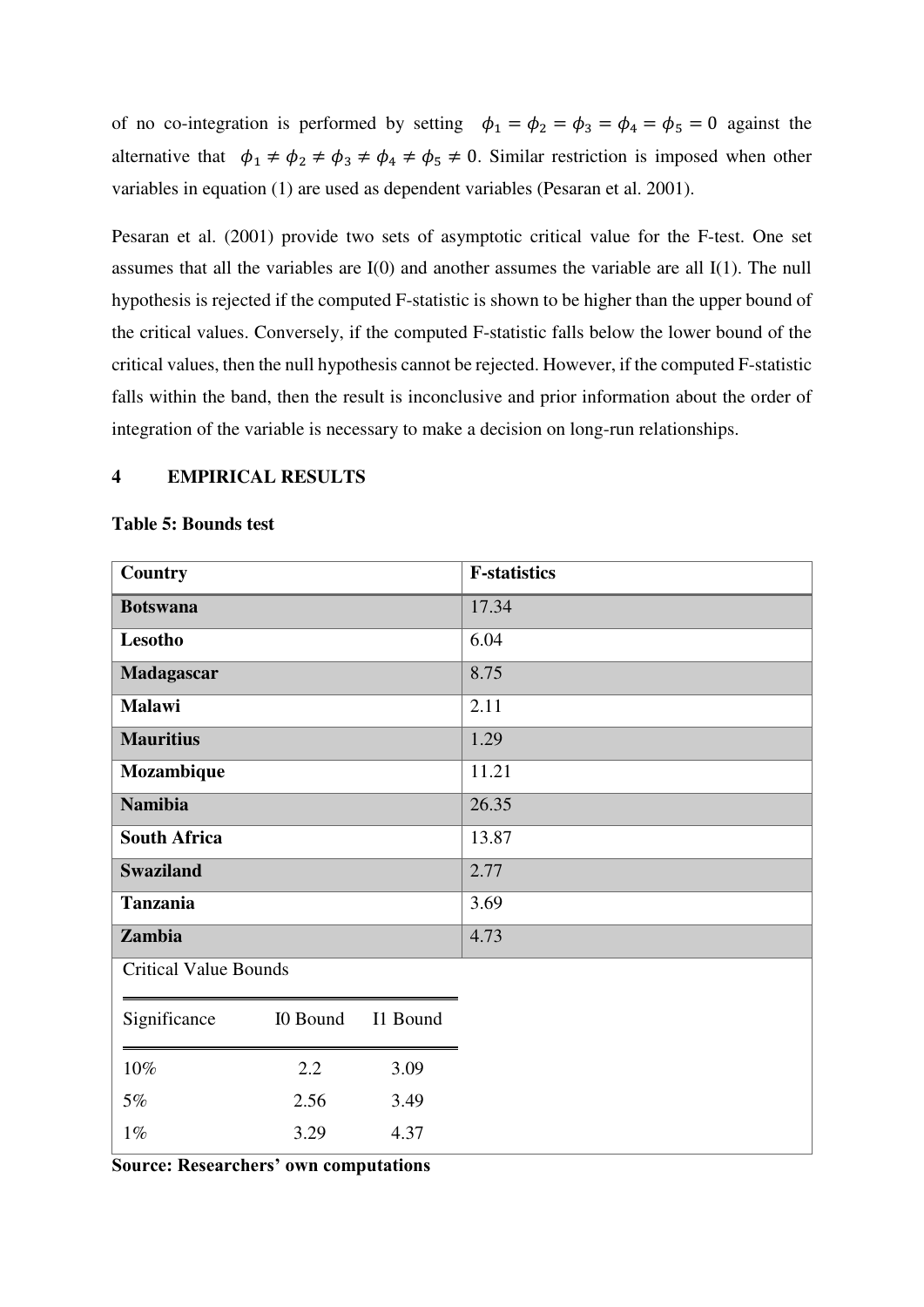of no co-integration is performed by setting $\phi_1 = \phi_2 = \phi_3 = \phi_4 = \phi_5 = 0$ against the alternative that $\phi_1 \neq \phi_2 \neq \phi_3 \neq \phi_4 \neq \phi_5 \neq 0$. Similar restriction is imposed when other variables in equation (1) are used as dependent variables (Pesaran et al. 2001).

Pesaran et al. (2001) provide two sets of asymptotic critical value for the F-test. One set assumes that all the variables are I(0) and another assumes the variable are all I(1). The null hypothesis is rejected if the computed F-statistic is shown to be higher than the upper bound of the critical values. Conversely, if the computed F-statistic falls below the lower bound of the critical values, then the null hypothesis cannot be rejected. However, if the computed F-statistic falls within the band, then the result is inconclusive and prior information about the order of integration of the variable is necessary to make a decision on long-run relationships.

## 4 EMPIRICAL RESULTS

**Table 5: Bounds test**

| Country | F-statistics |
|---|---|
| **Botswana** | 17.34 |
| **Lesotho** | 6.04 |
| **Madagascar** | 8.75 |
| **Malawi** | 2.11 |
| **Mauritius** | 1.29 |
| **Mozambique** | 11.21 |
| **Namibia** | 26.35 |
| **South Africa** | 13.87 |
| **Swaziland** | 2.77 |
| **Tanzania** | 3.69 |
| **Zambia** | 4.73 |

Critical Value Bounds

| Significance | I0 Bound | I1 Bound |
|---|---|---|
| 10% | 2.2 | 3.09 |
| 5% | 2.56 | 3.49 |
| 1% | 3.29 | 4.37 |

**Source: Researchers' own computations**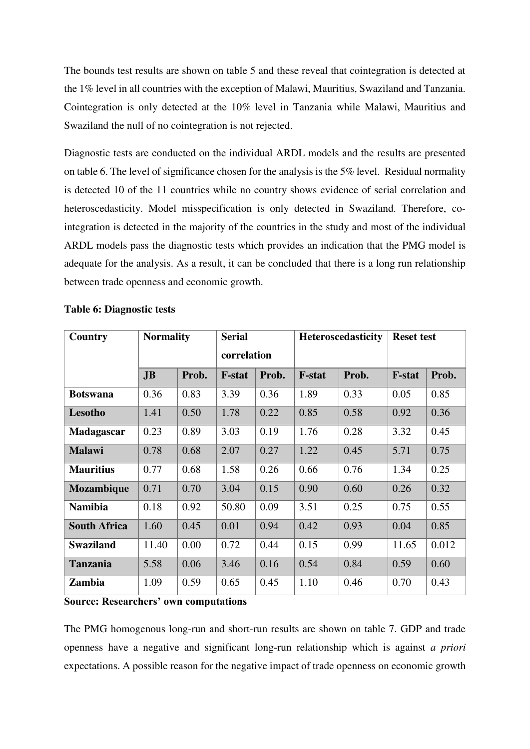The bounds test results are shown on table 5 and these reveal that cointegration is detected at the 1% level in all countries with the exception of Malawi, Mauritius, Swaziland and Tanzania. Cointegration is only detected at the 10% level in Tanzania while Malawi, Mauritius and Swaziland the null of no cointegration is not rejected.

Diagnostic tests are conducted on the individual ARDL models and the results are presented on table 6. The level of significance chosen for the analysis is the 5% level. Residual normality is detected 10 of the 11 countries while no country shows evidence of serial correlation and heteroscedasticity. Model misspecification is only detected in Swaziland. Therefore, co-integration is detected in the majority of the countries in the study and most of the individual ARDL models pass the diagnostic tests which provides an indication that the PMG model is adequate for the analysis. As a result, it can be concluded that there is a long run relationship between trade openness and economic growth.

**Table 6: Diagnostic tests**

| Country | Normality | | Serial correlation | | Heteroscedasticity | | Reset test | |
|---|---|---|---|---|---|---|---|---|
| | JB | Prob. | F-stat | Prob. | F-stat | Prob. | F-stat | Prob. |
| **Botswana** | 0.36 | 0.83 | 3.39 | 0.36 | 1.89 | 0.33 | 0.05 | 0.85 |
| **Lesotho** | 1.41 | 0.50 | 1.78 | 0.22 | 0.85 | 0.58 | 0.92 | 0.36 |
| **Madagascar** | 0.23 | 0.89 | 3.03 | 0.19 | 1.76 | 0.28 | 3.32 | 0.45 |
| **Malawi** | 0.78 | 0.68 | 2.07 | 0.27 | 1.22 | 0.45 | 5.71 | 0.75 |
| **Mauritius** | 0.77 | 0.68 | 1.58 | 0.26 | 0.66 | 0.76 | 1.34 | 0.25 |
| **Mozambique** | 0.71 | 0.70 | 3.04 | 0.15 | 0.90 | 0.60 | 0.26 | 0.32 |
| **Namibia** | 0.18 | 0.92 | 50.80 | 0.09 | 3.51 | 0.25 | 0.75 | 0.55 |
| **South Africa** | 1.60 | 0.45 | 0.01 | 0.94 | 0.42 | 0.93 | 0.04 | 0.85 |
| **Swaziland** | 11.40 | 0.00 | 0.72 | 0.44 | 0.15 | 0.99 | 11.65 | 0.012 |
| **Tanzania** | 5.58 | 0.06 | 3.46 | 0.16 | 0.54 | 0.84 | 0.59 | 0.60 |
| **Zambia** | 1.09 | 0.59 | 0.65 | 0.45 | 1.10 | 0.46 | 0.70 | 0.43 |

**Source: Researchers' own computations**

The PMG homogenous long-run and short-run results are shown on table 7. GDP and trade openness have a negative and significant long-run relationship which is against *a priori* expectations. A possible reason for the negative impact of trade openness on economic growth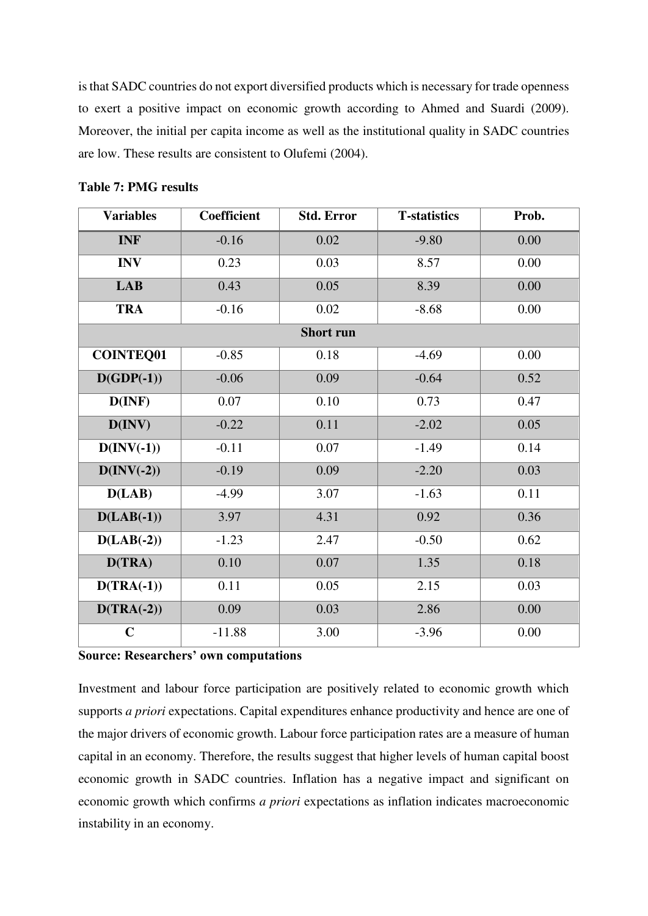is that SADC countries do not export diversified products which is necessary for trade openness to exert a positive impact on economic growth according to Ahmed and Suardi (2009). Moreover, the initial per capita income as well as the institutional quality in SADC countries are low. These results are consistent to Olufemi (2004).

**Table 7: PMG results**

| Variables | Coefficient | Std. Error | T-statistics | Prob. |
|---|---|---|---|---|
| **INF** | -0.16 | 0.02 | -9.80 | 0.00 |
| **INV** | 0.23 | 0.03 | 8.57 | 0.00 |
| **LAB** | 0.43 | 0.05 | 8.39 | 0.00 |
| **TRA** | -0.16 | 0.02 | -8.68 | 0.00 |
| | | **Short run** | | |
| **COINTEQ01** | -0.85 | 0.18 | -4.69 | 0.00 |
| **D(GDP(-1))** | -0.06 | 0.09 | -0.64 | 0.52 |
| **D(INF)** | 0.07 | 0.10 | 0.73 | 0.47 |
| **D(INV)** | -0.22 | 0.11 | -2.02 | 0.05 |
| **D(INV(-1))** | -0.11 | 0.07 | -1.49 | 0.14 |
| **D(INV(-2))** | -0.19 | 0.09 | -2.20 | 0.03 |
| **D(LAB)** | -4.99 | 3.07 | -1.63 | 0.11 |
| **D(LAB(-1))** | 3.97 | 4.31 | 0.92 | 0.36 |
| **D(LAB(-2))** | -1.23 | 2.47 | -0.50 | 0.62 |
| **D(TRA)** | 0.10 | 0.07 | 1.35 | 0.18 |
| **D(TRA(-1))** | 0.11 | 0.05 | 2.15 | 0.03 |
| **D(TRA(-2))** | 0.09 | 0.03 | 2.86 | 0.00 |
| **C** | -11.88 | 3.00 | -3.96 | 0.00 |

**Source: Researchers' own computations**

Investment and labour force participation are positively related to economic growth which supports *a priori* expectations. Capital expenditures enhance productivity and hence are one of the major drivers of economic growth. Labour force participation rates are a measure of human capital in an economy. Therefore, the results suggest that higher levels of human capital boost economic growth in SADC countries. Inflation has a negative impact and significant on economic growth which confirms *a priori* expectations as inflation indicates macroeconomic instability in an economy.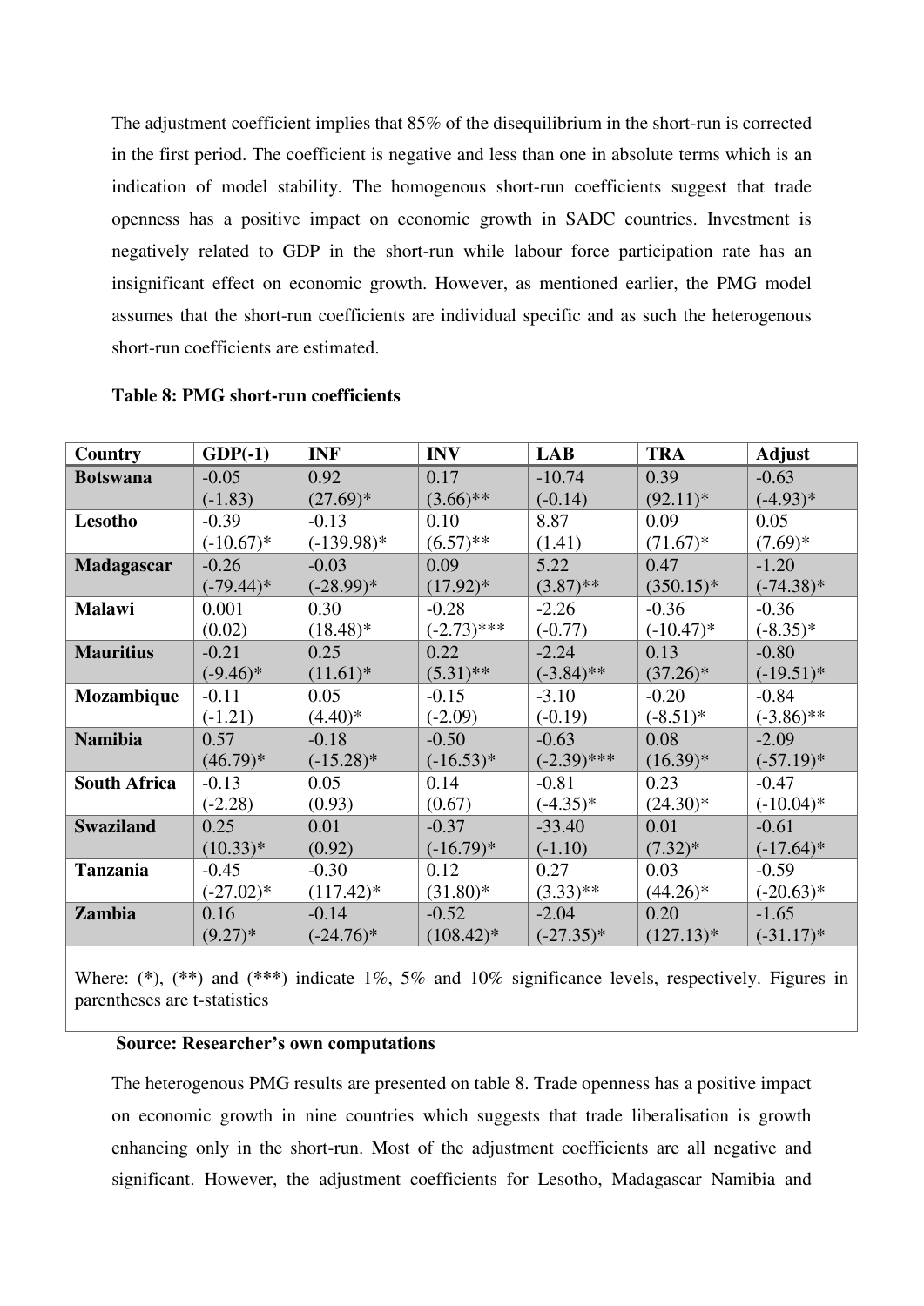The adjustment coefficient implies that 85% of the disequilibrium in the short-run is corrected in the first period. The coefficient is negative and less than one in absolute terms which is an indication of model stability. The homogenous short-run coefficients suggest that trade openness has a positive impact on economic growth in SADC countries. Investment is negatively related to GDP in the short-run while labour force participation rate has an insignificant effect on economic growth. However, as mentioned earlier, the PMG model assumes that the short-run coefficients are individual specific and as such the heterogenous short-run coefficients are estimated.

**Table 8: PMG short-run coefficients**

| Country | GDP(-1) | INF | INV | LAB | TRA | Adjust |
|---|---|---|---|---|---|---|
| **Botswana** | -0.05 (-1.83) | 0.92 (27.69)* | 0.17 (3.66)** | -10.74 (-0.14) | 0.39 (92.11)* | -0.63 (-4.93)* |
| **Lesotho** | -0.39 (-10.67)* | -0.13 (-139.98)* | 0.10 (6.57)** | 8.87 (1.41) | 0.09 (71.67)* | 0.05 (7.69)* |
| **Madagascar** | -0.26 (-79.44)* | -0.03 (-28.99)* | 0.09 (17.92)* | 5.22 (3.87)** | 0.47 (350.15)* | -1.20 (-74.38)* |
| **Malawi** | 0.001 (0.02) | 0.30 (18.48)* | -0.28 (-2.73)*** | -2.26 (-0.77) | -0.36 (-10.47)* | -0.36 (-8.35)* |
| **Mauritius** | -0.21 (-9.46)* | 0.25 (11.61)* | 0.22 (5.31)** | -2.24 (-3.84)** | 0.13 (37.26)* | -0.80 (-19.51)* |
| **Mozambique** | -0.11 (-1.21) | 0.05 (4.40)* | -0.15 (-2.09) | -3.10 (-0.19) | -0.20 (-8.51)* | -0.84 (-3.86)** |
| **Namibia** | 0.57 (46.79)* | -0.18 (-15.28)* | -0.50 (-16.53)* | -0.63 (-2.39)*** | 0.08 (16.39)* | -2.09 (-57.19)* |
| **South Africa** | -0.13 (-2.28) | 0.05 (0.93) | 0.14 (0.67) | -0.81 (-4.35)* | 0.23 (24.30)* | -0.47 (-10.04)* |
| **Swaziland** | 0.25 (10.33)* | 0.01 (0.92) | -0.37 (-16.79)* | -33.40 (-1.10) | 0.01 (7.32)* | -0.61 (-17.64)* |
| **Tanzania** | -0.45 (-27.02)* | -0.30 (117.42)* | 0.12 (31.80)* | 0.27 (3.33)** | 0.03 (44.26)* | -0.59 (-20.63)* |
| **Zambia** | 0.16 (9.27)* | -0.14 (-24.76)* | -0.52 (108.42)* | -2.04 (-27.35)* | 0.20 (127.13)* | -1.65 (-31.17)* |

Where: (*), (**) and (***) indicate 1%, 5% and 10% significance levels, respectively. Figures in parentheses are t-statistics

**Source: Researcher's own computations**

The heterogenous PMG results are presented on table 8. Trade openness has a positive impact on economic growth in nine countries which suggests that trade liberalisation is growth enhancing only in the short-run. Most of the adjustment coefficients are all negative and significant. However, the adjustment coefficients for Lesotho, Madagascar Namibia and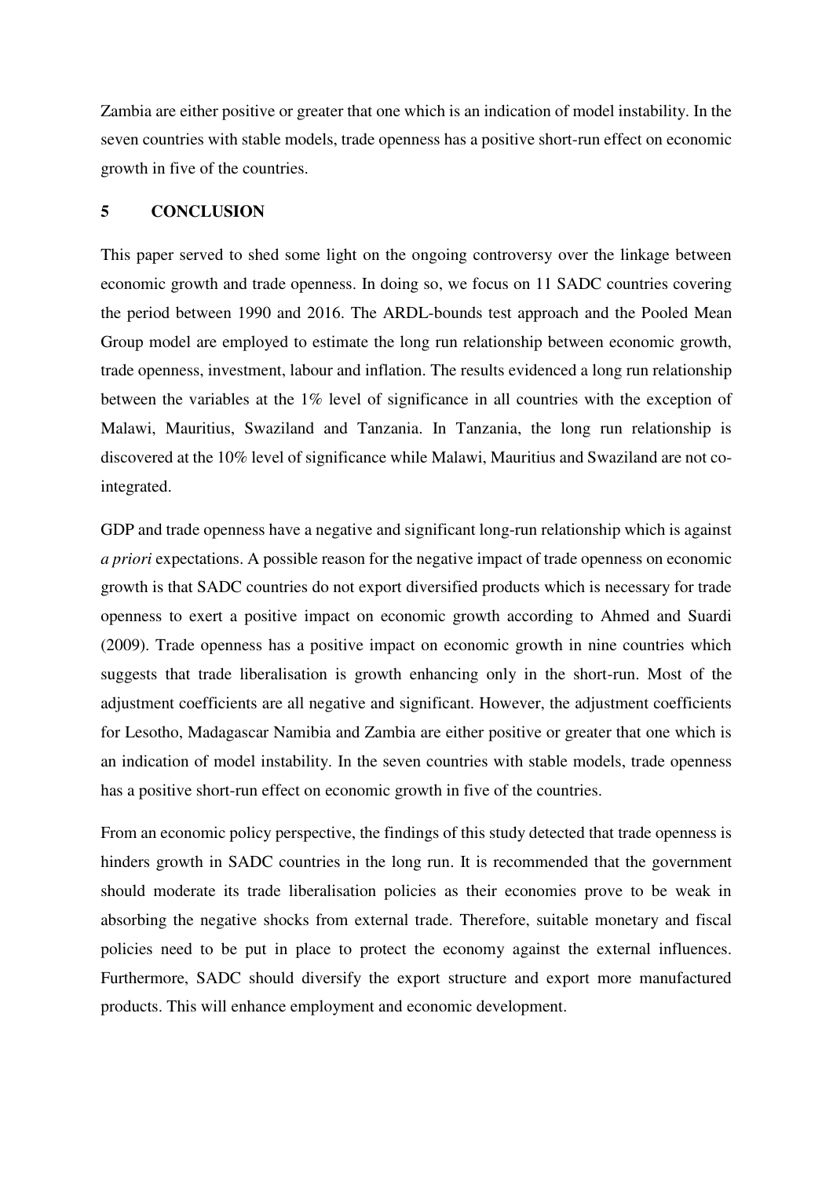Zambia are either positive or greater that one which is an indication of model instability. In the seven countries with stable models, trade openness has a positive short-run effect on economic growth in five of the countries.

## 5 CONCLUSION

This paper served to shed some light on the ongoing controversy over the linkage between economic growth and trade openness. In doing so, we focus on 11 SADC countries covering the period between 1990 and 2016. The ARDL-bounds test approach and the Pooled Mean Group model are employed to estimate the long run relationship between economic growth, trade openness, investment, labour and inflation. The results evidenced a long run relationship between the variables at the 1% level of significance in all countries with the exception of Malawi, Mauritius, Swaziland and Tanzania. In Tanzania, the long run relationship is discovered at the 10% level of significance while Malawi, Mauritius and Swaziland are not co-integrated.

GDP and trade openness have a negative and significant long-run relationship which is against *a priori* expectations. A possible reason for the negative impact of trade openness on economic growth is that SADC countries do not export diversified products which is necessary for trade openness to exert a positive impact on economic growth according to Ahmed and Suardi (2009). Trade openness has a positive impact on economic growth in nine countries which suggests that trade liberalisation is growth enhancing only in the short-run. Most of the adjustment coefficients are all negative and significant. However, the adjustment coefficients for Lesotho, Madagascar Namibia and Zambia are either positive or greater that one which is an indication of model instability. In the seven countries with stable models, trade openness has a positive short-run effect on economic growth in five of the countries.

From an economic policy perspective, the findings of this study detected that trade openness is hinders growth in SADC countries in the long run. It is recommended that the government should moderate its trade liberalisation policies as their economies prove to be weak in absorbing the negative shocks from external trade. Therefore, suitable monetary and fiscal policies need to be put in place to protect the economy against the external influences. Furthermore, SADC should diversify the export structure and export more manufactured products. This will enhance employment and economic development.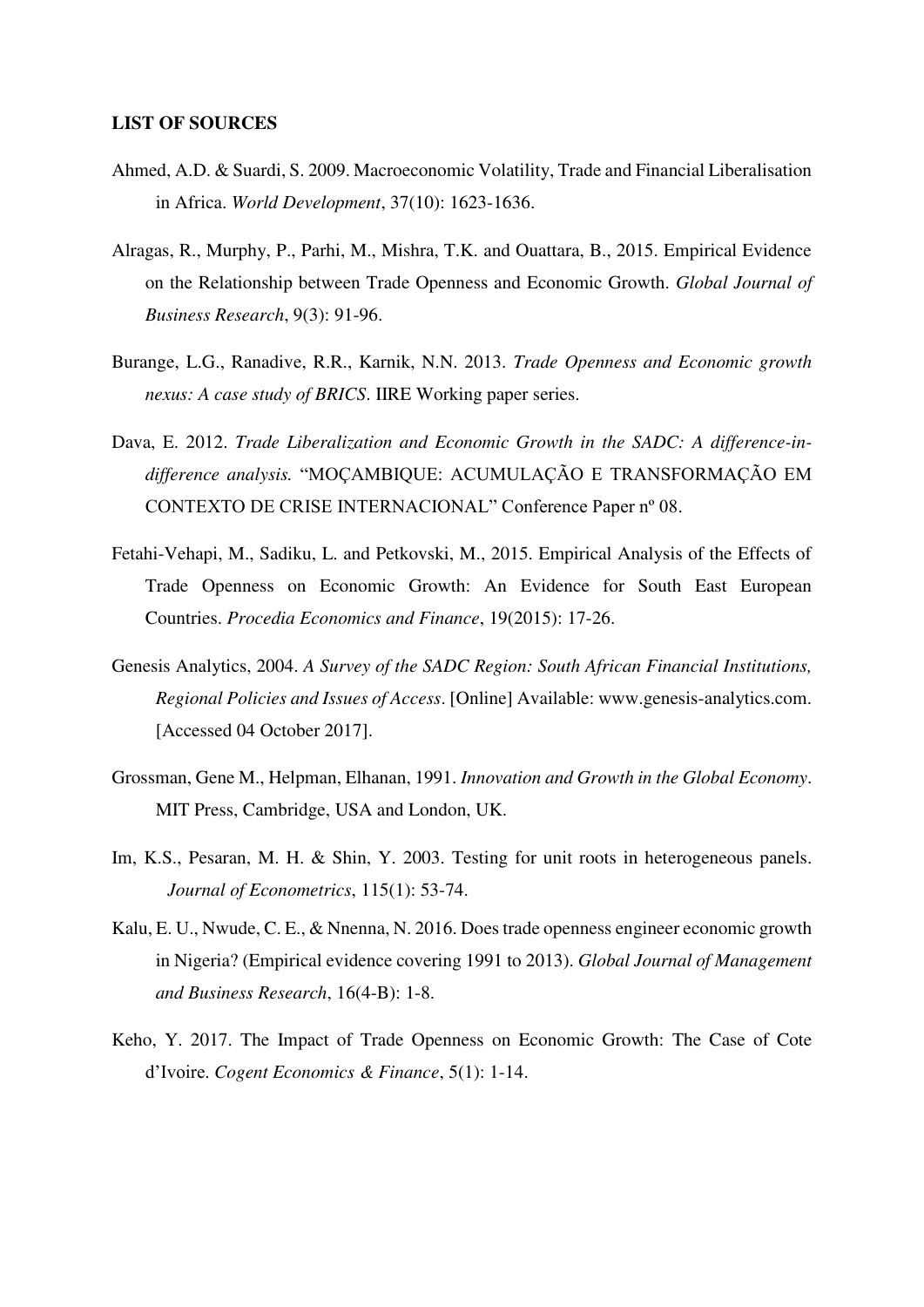**LIST OF SOURCES**

Ahmed, A.D. & Suardi, S. 2009. Macroeconomic Volatility, Trade and Financial Liberalisation in Africa. *World Development*, 37(10): 1623-1636.

Alragas, R., Murphy, P., Parhi, M., Mishra, T.K. and Ouattara, B., 2015. Empirical Evidence on the Relationship between Trade Openness and Economic Growth. *Global Journal of Business Research*, 9(3): 91-96.

Burange, L.G., Ranadive, R.R., Karnik, N.N. 2013. *Trade Openness and Economic growth nexus: A case study of BRICS*. IIRE Working paper series.

Dava, E. 2012. *Trade Liberalization and Economic Growth in the SADC: A difference-in-difference analysis.* "MOÇAMBIQUE: ACUMULAÇÃO E TRANSFORMAÇÃO EM CONTEXTO DE CRISE INTERNACIONAL" Conference Paper nº 08.

Fetahi-Vehapi, M., Sadiku, L. and Petkovski, M., 2015. Empirical Analysis of the Effects of Trade Openness on Economic Growth: An Evidence for South East European Countries. *Procedia Economics and Finance*, 19(2015): 17-26.

Genesis Analytics, 2004. *A Survey of the SADC Region: South African Financial Institutions, Regional Policies and Issues of Access*. [Online] Available: www.genesis-analytics.com. [Accessed 04 October 2017].

Grossman, Gene M., Helpman, Elhanan, 1991. *Innovation and Growth in the Global Economy*. MIT Press, Cambridge, USA and London, UK.

Im, K.S., Pesaran, M. H. & Shin, Y. 2003. Testing for unit roots in heterogeneous panels. *Journal of Econometrics*, 115(1): 53-74.

Kalu, E. U., Nwude, C. E., & Nnenna, N. 2016. Does trade openness engineer economic growth in Nigeria? (Empirical evidence covering 1991 to 2013). *Global Journal of Management and Business Research*, 16(4-B): 1-8.

Keho, Y. 2017. The Impact of Trade Openness on Economic Growth: The Case of Cote d'Ivoire. *Cogent Economics & Finance*, 5(1): 1-14.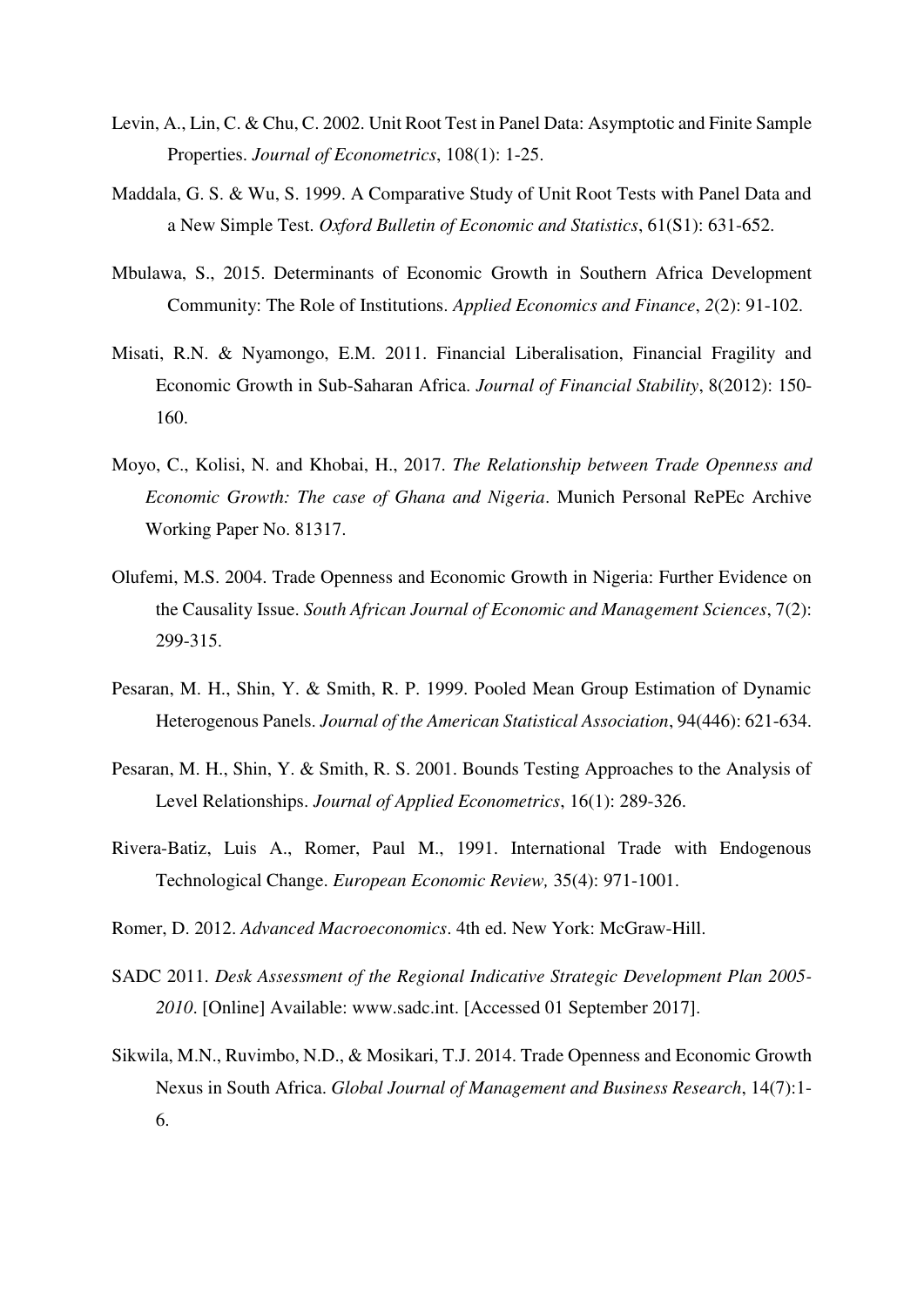Levin, A., Lin, C. & Chu, C. 2002. Unit Root Test in Panel Data: Asymptotic and Finite Sample Properties. *Journal of Econometrics*, 108(1): 1-25.

Maddala, G. S. & Wu, S. 1999. A Comparative Study of Unit Root Tests with Panel Data and a New Simple Test. *Oxford Bulletin of Economic and Statistics*, 61(S1): 631-652.

Mbulawa, S., 2015. Determinants of Economic Growth in Southern Africa Development Community: The Role of Institutions. *Applied Economics and Finance*, *2*(2): 91-102.

Misati, R.N. & Nyamongo, E.M. 2011. Financial Liberalisation, Financial Fragility and Economic Growth in Sub-Saharan Africa. *Journal of Financial Stability*, 8(2012): 150-160.

Moyo, C., Kolisi, N. and Khobai, H., 2017. *The Relationship between Trade Openness and Economic Growth: The case of Ghana and Nigeria*. Munich Personal RePEc Archive Working Paper No. 81317.

Olufemi, M.S. 2004. Trade Openness and Economic Growth in Nigeria: Further Evidence on the Causality Issue. *South African Journal of Economic and Management Sciences*, 7(2): 299-315.

Pesaran, M. H., Shin, Y. & Smith, R. P. 1999. Pooled Mean Group Estimation of Dynamic Heterogenous Panels. *Journal of the American Statistical Association*, 94(446): 621-634.

Pesaran, M. H., Shin, Y. & Smith, R. S. 2001. Bounds Testing Approaches to the Analysis of Level Relationships. *Journal of Applied Econometrics*, 16(1): 289-326.

Rivera-Batiz, Luis A., Romer, Paul M., 1991. International Trade with Endogenous Technological Change. *European Economic Review,* 35(4): 971-1001.

Romer, D. 2012. *Advanced Macroeconomics*. 4th ed. New York: McGraw-Hill.

SADC 2011. *Desk Assessment of the Regional Indicative Strategic Development Plan 2005-2010*. [Online] Available: www.sadc.int. [Accessed 01 September 2017].

Sikwila, M.N., Ruvimbo, N.D., & Mosikari, T.J. 2014. Trade Openness and Economic Growth Nexus in South Africa. *Global Journal of Management and Business Research*, 14(7):1-6.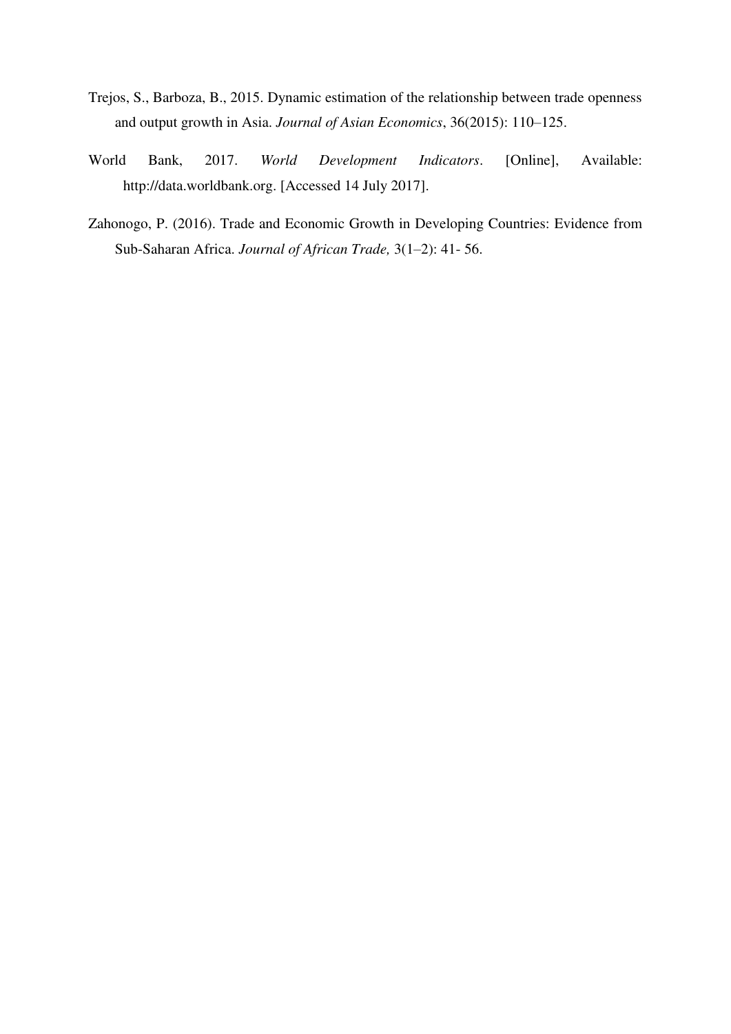Trejos, S., Barboza, B., 2015. Dynamic estimation of the relationship between trade openness and output growth in Asia. *Journal of Asian Economics*, 36(2015): 110–125.

World Bank, 2017. *World Development Indicators*. [Online], Available: http://data.worldbank.org. [Accessed 14 July 2017].

Zahonogo, P. (2016). Trade and Economic Growth in Developing Countries: Evidence from Sub-Saharan Africa. *Journal of African Trade,* 3(1–2): 41- 56.